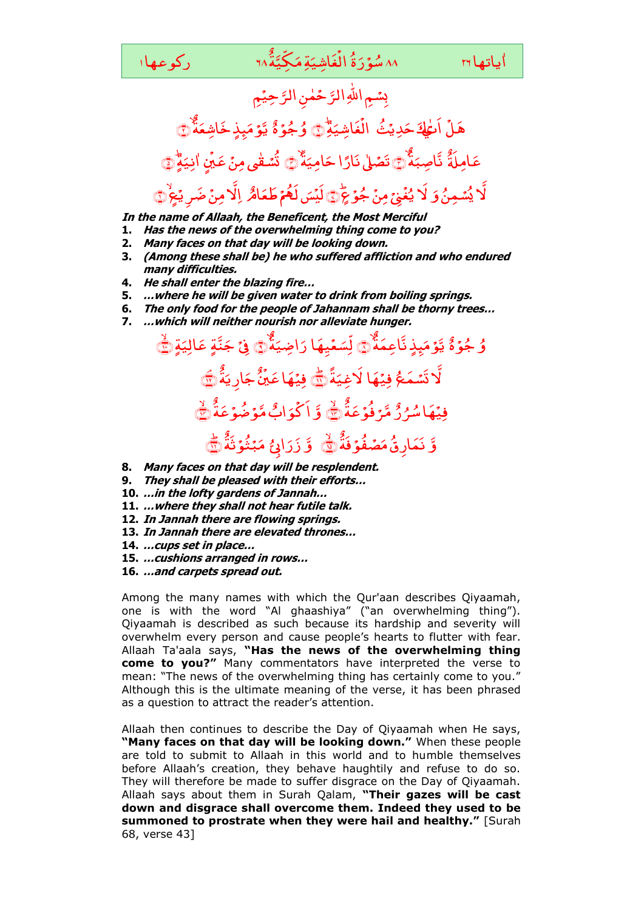| اٰیاتها ۲۶ | ۸۸ سُوْرَةُ الْغَاشِيَةِ مَكِّيَّةٌ ۶۸ | رکوعها ۱ |
|---|---|---|

بِسْمِ اللّٰهِ الرَّحْمٰنِ الرَّحِيْمِ

هَلْ اَتٰىكَ حَدِيْثُ الْغَاشِيَةِ ۝۱ وُجُوْهٌ يَّوْمَىِٕذٍ خَاشِعَةٌ ۝۲ عَامِلَةٌ نَّاصِبَةٌ ۝۳ تَصْلٰى نَارًا حَامِيَةً ۝۴ تُسْقٰى مِنْ عَيْنٍ اٰنِيَةٍ ۝۵ لَيْسَ لَهُمْ طَعَامٌ اِلَّا مِنْ ضَرِيْعٍ ۝۶ لَّا يُسْمِنُ وَ لَا يُغْنِيْ مِنْ جُوْعٍ ۝۷

***In the name of Allaah, the Beneficent, the Most Merciful***

1. ***Has the news of the overwhelming thing come to you?***
2. ***Many faces on that day will be looking down.***
3. ***(Among these shall be) he who suffered affliction and who endured many difficulties.***
4. ***He shall enter the blazing fire...***
5. ***...where he will be given water to drink from boiling springs.***
6. ***The only food for the people of Jahannam shall be thorny trees...***
7. ***...which will neither nourish nor alleviate hunger.***

وُجُوْهٌ يَّوْمَىِٕذٍ نَّاعِمَةٌ ۝۸ لِّسَعْيِهَا رَاضِيَةٌ ۝۹ فِيْ جَنَّةٍ عَالِيَةٍ ۝۱۰ لَّا تَسْمَعُ فِيْهَا لَاغِيَةً ۝۱۱ فِيْهَا عَيْنٌ جَارِيَةٌ ۝۱۲ فِيْهَا سُرُرٌ مَّرْفُوْعَةٌ ۝۱۳ وَّ اَكْوَابٌ مَّوْضُوْعَةٌ ۝۱۴ وَّ نَمَارِقُ مَصْفُوْفَةٌ ۝۱۵ وَّ زَرَابِيُّ مَبْثُوْثَةٌ ۝۱۶

8. ***Many faces on that day will be resplendent.***
9. ***They shall be pleased with their efforts...***
10. ***...in the lofty gardens of Jannah...***
11. ***...where they shall not hear futile talk.***
12. ***In Jannah there are flowing springs.***
13. ***In Jannah there are elevated thrones...***
14. ***...cups set in place...***
15. ***...cushions arranged in rows...***
16. ***...and carpets spread out.***

Among the many names with which the Qur'aan describes Qiyaamah, one is with the word "Al ghaashiya" ("an overwhelming thing"). Qiyaamah is described as such because its hardship and severity will overwhelm every person and cause people's hearts to flutter with fear. Allaah Ta'aala says, **"Has the news of the overwhelming thing come to you?"** Many commentators have interpreted the verse to mean: "The news of the overwhelming thing has certainly come to you." Although this is the ultimate meaning of the verse, it has been phrased as a question to attract the reader's attention.

Allaah then continues to describe the Day of Qiyaamah when He says, **"Many faces on that day will be looking down."** When these people are told to submit to Allaah in this world and to humble themselves before Allaah's creation, they behave haughtily and refuse to do so. They will therefore be made to suffer disgrace on the Day of Qiyaamah. Allaah says about them in Surah Qalam, **"Their gazes will be cast down and disgrace shall overcome them. Indeed they used to be summoned to prostrate when they were hail and healthy."** [Surah 68, verse 43]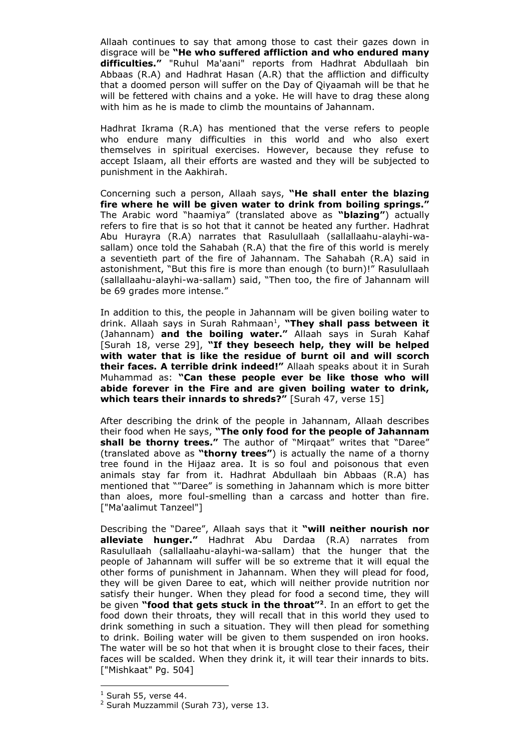Allaah continues to say that among those to cast their gazes down in disgrace will be **"He who suffered affliction and who endured many difficulties."** "Ruhul Ma'aani" reports from Hadhrat Abdullaah bin Abbaas (R.A) and Hadhrat Hasan (A.R) that the affliction and difficulty that a doomed person will suffer on the Day of Qiyaamah will be that he will be fettered with chains and a yoke. He will have to drag these along with him as he is made to climb the mountains of Jahannam.

Hadhrat Ikrama (R.A) has mentioned that the verse refers to people who endure many difficulties in this world and who also exert themselves in spiritual exercises. However, because they refuse to accept Islaam, all their efforts are wasted and they will be subjected to punishment in the Aakhirah.

Concerning such a person, Allaah says, **"He shall enter the blazing fire where he will be given water to drink from boiling springs."** The Arabic word "haamiya" (translated above as **"blazing"**) actually refers to fire that is so hot that it cannot be heated any further. Hadhrat Abu Hurayra (R.A) narrates that Rasulullaah (sallallaahu-alayhi-wa-sallam) once told the Sahabah (R.A) that the fire of this world is merely a seventieth part of the fire of Jahannam. The Sahabah (R.A) said in astonishment, "But this fire is more than enough (to burn)!" Rasulullaah (sallallaahu-alayhi-wa-sallam) said, "Then too, the fire of Jahannam will be 69 grades more intense."

In addition to this, the people in Jahannam will be given boiling water to drink. Allaah says in Surah Rahmaan[1], **"They shall pass between it** (Jahannam) **and the boiling water."** Allaah says in Surah Kahaf [Surah 18, verse 29], **"If they beseech help, they will be helped with water that is like the residue of burnt oil and will scorch their faces. A terrible drink indeed!"** Allaah speaks about it in Surah Muhammad as: **"Can these people ever be like those who will abide forever in the Fire and are given boiling water to drink, which tears their innards to shreds?"** [Surah 47, verse 15]

After describing the drink of the people in Jahannam, Allaah describes their food when He says, **"The only food for the people of Jahannam shall be thorny trees."** The author of "Mirqaat" writes that "Daree" (translated above as **"thorny trees"**) is actually the name of a thorny tree found in the Hijaaz area. It is so foul and poisonous that even animals stay far from it. Hadhrat Abdullaah bin Abbaas (R.A) has mentioned that ""Daree" is something in Jahannam which is more bitter than aloes, more foul-smelling than a carcass and hotter than fire. ["Ma'aalimut Tanzeel"]

Describing the "Daree", Allaah says that it **"will neither nourish nor alleviate hunger."** Hadhrat Abu Dardaa (R.A) narrates from Rasulullaah (sallallaahu-alayhi-wa-sallam) that the hunger that the people of Jahannam will suffer will be so extreme that it will equal the other forms of punishment in Jahannam. When they will plead for food, they will be given Daree to eat, which will neither provide nutrition nor satisfy their hunger. When they plead for food a second time, they will be given **"food that gets stuck in the throat"**[2]. In an effort to get the food down their throats, they will recall that in this world they used to drink something in such a situation. They will then plead for something to drink. Boiling water will be given to them suspended on iron hooks. The water will be so hot that when it is brought close to their faces, their faces will be scalded. When they drink it, it will tear their innards to bits. ["Mishkaat" Pg. 504]

---

[1] Surah 55, verse 44.

[2] Surah Muzzammil (Surah 73), verse 13.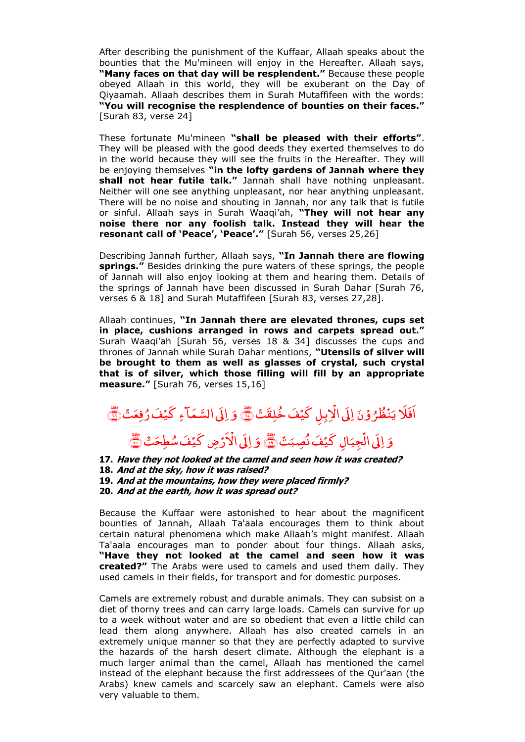After describing the punishment of the Kuffaar, Allaah speaks about the bounties that the Mu'mineen will enjoy in the Hereafter. Allaah says, **"Many faces on that day will be resplendent."** Because these people obeyed Allaah in this world, they will be exuberant on the Day of Qiyaamah. Allaah describes them in Surah Mutaffifeen with the words: **"You will recognise the resplendence of bounties on their faces."** [Surah 83, verse 24]

These fortunate Mu'mineen **"shall be pleased with their efforts"**. They will be pleased with the good deeds they exerted themselves to do in the world because they will see the fruits in the Hereafter. They will be enjoying themselves **"in the lofty gardens of Jannah where they shall not hear futile talk."** Jannah shall have nothing unpleasant. Neither will one see anything unpleasant, nor hear anything unpleasant. There will be no noise and shouting in Jannah, nor any talk that is futile or sinful. Allaah says in Surah Waaqi'ah, **"They will not hear any noise there nor any foolish talk. Instead they will hear the resonant call of 'Peace', 'Peace'."** [Surah 56, verses 25,26]

Describing Jannah further, Allaah says, **"In Jannah there are flowing springs."** Besides drinking the pure waters of these springs, the people of Jannah will also enjoy looking at them and hearing them. Details of the springs of Jannah have been discussed in Surah Dahar [Surah 76, verses 6 & 18] and Surah Mutaffifeen [Surah 83, verses 27,28].

Allaah continues, **"In Jannah there are elevated thrones, cups set in place, cushions arranged in rows and carpets spread out."** Surah Waaqi'ah [Surah 56, verses 18 & 34] discusses the cups and thrones of Jannah while Surah Dahar mentions, **"Utensils of silver will be brought to them as well as glasses of crystal, such crystal that is of silver, which those filling will fill by an appropriate measure."** [Surah 76, verses 15,16]

اَفَلَا يَنْظُرُوْنَ اِلَى الْاِبِلِ كَيْفَ خُلِقَتْ ﴿١٧﴾ وَ اِلَى السَّمَآءِ كَيْفَ رُفِعَتْ ﴿١٨﴾

وَ اِلَى الْجِبَالِ كَيْفَ نُصِبَتْ ﴿١٩﴾ وَ اِلَى الْاَرْضِ كَيْفَ سُطِحَتْ ﴿٢٠﴾

**17.** ***Have they not looked at the camel and seen how it was created?***
**18.** ***And at the sky, how it was raised?***
**19.** ***And at the mountains, how they were placed firmly?***
**20.** ***And at the earth, how it was spread out?***

Because the Kuffaar were astonished to hear about the magnificent bounties of Jannah, Allaah Ta'aala encourages them to think about certain natural phenomena which make Allaah's might manifest. Allaah Ta'aala encourages man to ponder about four things. Allaah asks, **"Have they not looked at the camel and seen how it was created?"** The Arabs were used to camels and used them daily. They used camels in their fields, for transport and for domestic purposes.

Camels are extremely robust and durable animals. They can subsist on a diet of thorny trees and can carry large loads. Camels can survive for up to a week without water and are so obedient that even a little child can lead them along anywhere. Allaah has also created camels in an extremely unique manner so that they are perfectly adapted to survive the hazards of the harsh desert climate. Although the elephant is a much larger animal than the camel, Allaah has mentioned the camel instead of the elephant because the first addressees of the Qur'aan (the Arabs) knew camels and scarcely saw an elephant. Camels were also very valuable to them.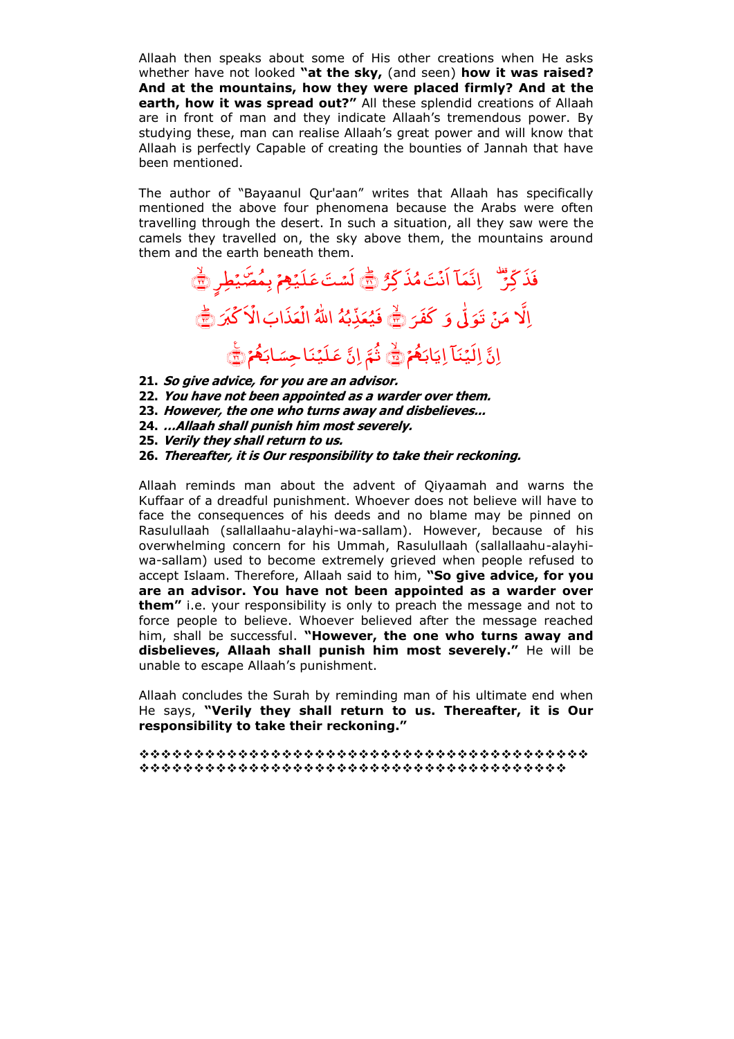Allaah then speaks about some of His other creations when He asks whether have not looked **"at the sky,** (and seen) **how it was raised? And at the mountains, how they were placed firmly? And at the earth, how it was spread out?"** All these splendid creations of Allaah are in front of man and they indicate Allaah's tremendous power. By studying these, man can realise Allaah's great power and will know that Allaah is perfectly Capable of creating the bounties of Jannah that have been mentioned.

The author of "Bayaanul Qur'aan" writes that Allaah has specifically mentioned the above four phenomena because the Arabs were often travelling through the desert. In such a situation, all they saw were the camels they travelled on, the sky above them, the mountains around them and the earth beneath them.

فَذَكِّرْ ۗ إِنَّمَآ أَنْتَ مُذَكِّرٌ ﴿٢١﴾ لَسْتَ عَلَيْهِمْ بِمُصَيْطِرٍ ﴿٢٢﴾

إِلَّا مَنْ تَوَلّٰى وَ كَفَرَ ﴿٢٣﴾ فَيُعَذِّبُهُ اللهُ الْعَذَابَ الْأَكْبَرَ ﴿٢٤﴾

إِنَّ إِلَيْنَآ إِيَابَهُمْ ﴿٢٥﴾ ثُمَّ إِنَّ عَلَيْنَا حِسَابَهُمْ ﴿٢٦﴾

21. ***So give advice, for you are an advisor.***
22. ***You have not been appointed as a warder over them.***
23. ***However, the one who turns away and disbelieves...***
24. ***...Allaah shall punish him most severely.***
25. ***Verily they shall return to us.***
26. ***Thereafter, it is Our responsibility to take their reckoning.***

Allaah reminds man about the advent of Qiyaamah and warns the Kuffaar of a dreadful punishment. Whoever does not believe will have to face the consequences of his deeds and no blame may be pinned on Rasulullaah (sallallaahu-alayhi-wa-sallam). However, because of his overwhelming concern for his Ummah, Rasulullaah (sallallaahu-alayhi-wa-sallam) used to become extremely grieved when people refused to accept Islaam. Therefore, Allaah said to him, **"So give advice, for you are an advisor. You have not been appointed as a warder over them"** i.e. your responsibility is only to preach the message and not to force people to believe. Whoever believed after the message reached him, shall be successful. **"However, the one who turns away and disbelieves, Allaah shall punish him most severely."** He will be unable to escape Allaah's punishment.

Allaah concludes the Surah by reminding man of his ultimate end when He says, **"Verily they shall return to us. Thereafter, it is Our responsibility to take their reckoning."**

❖❖❖❖❖❖❖❖❖❖❖❖❖❖❖❖❖❖❖❖❖❖❖❖❖❖❖❖❖❖❖❖❖❖❖❖❖❖❖❖❖❖❖❖❖❖❖❖❖❖❖❖❖❖❖❖❖❖❖❖❖❖❖❖❖❖❖❖❖❖❖❖❖❖❖❖❖❖❖❖